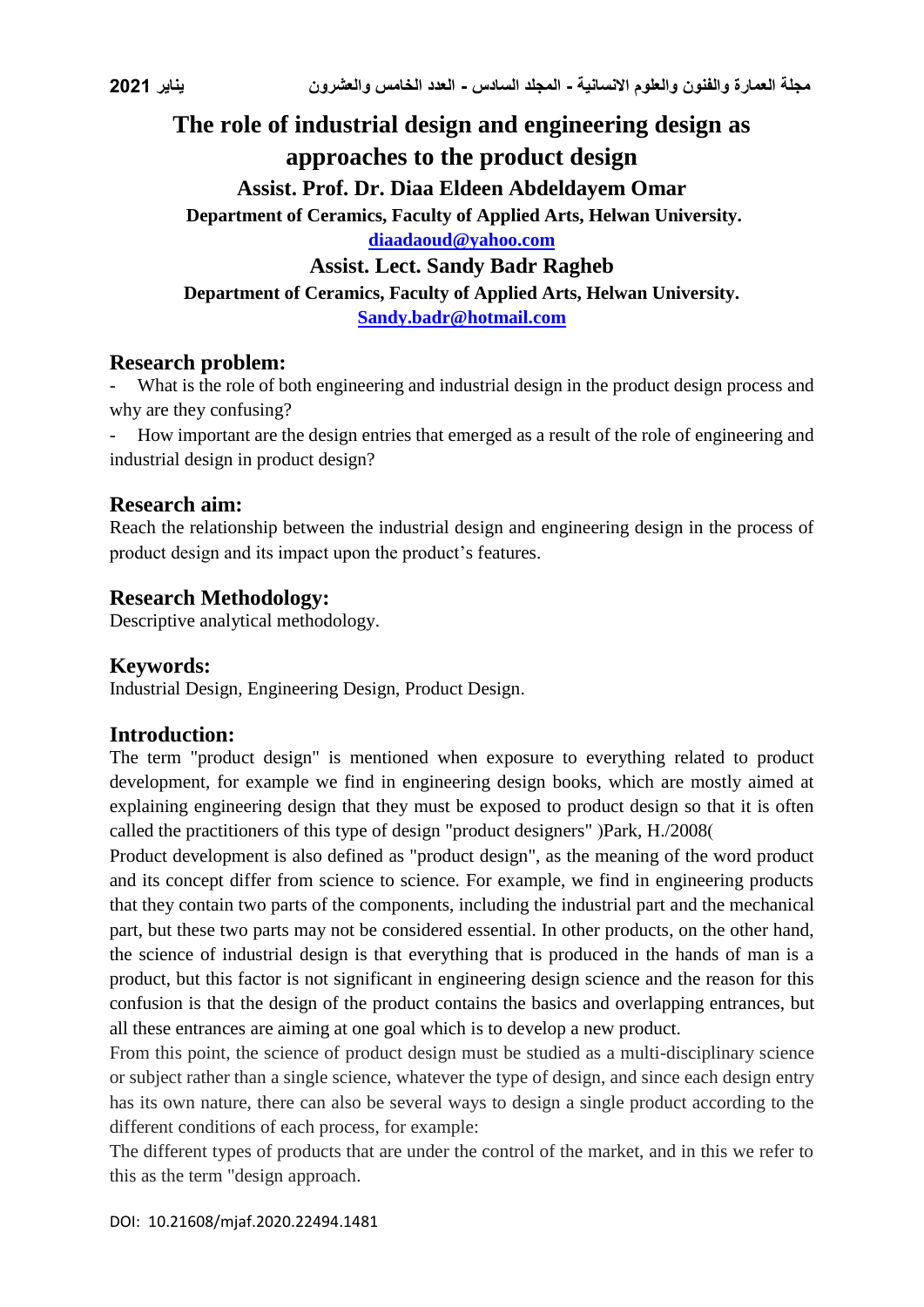# The role of industrial design and engineering design as approaches to the product design

**Assist. Prof. Dr. Diaa Eldeen Abdeldayem Omar**

**Department of Ceramics, Faculty of Applied Arts, Helwan University.**

**diaadaoud@yahoo.com**

**Assist. Lect. Sandy Badr Ragheb**

**Department of Ceramics, Faculty of Applied Arts, Helwan University.**

**Sandy.badr@hotmail.com**

## Research problem:

- What is the role of both engineering and industrial design in the product design process and why are they confusing?
- How important are the design entries that emerged as a result of the role of engineering and industrial design in product design?

## Research aim:

Reach the relationship between the industrial design and engineering design in the process of product design and its impact upon the product's features.

## Research Methodology:

Descriptive analytical methodology.

## Keywords:

Industrial Design, Engineering Design, Product Design.

## Introduction:

The term "product design" is mentioned when exposure to everything related to product development, for example we find in engineering design books, which are mostly aimed at explaining engineering design that they must be exposed to product design so that it is often called the practitioners of this type of design "product designers" )Park, H./2008(

Product development is also defined as "product design", as the meaning of the word product and its concept differ from science to science. For example, we find in engineering products that they contain two parts of the components, including the industrial part and the mechanical part, but these two parts may not be considered essential. In other products, on the other hand, the science of industrial design is that everything that is produced in the hands of man is a product, but this factor is not significant in engineering design science and the reason for this confusion is that the design of the product contains the basics and overlapping entrances, but all these entrances are aiming at one goal which is to develop a new product.

From this point, the science of product design must be studied as a multi-disciplinary science or subject rather than a single science, whatever the type of design, and since each design entry has its own nature, there can also be several ways to design a single product according to the different conditions of each process, for example:

The different types of products that are under the control of the market, and in this we refer to this as the term "design approach.

DOI: 10.21608/mjaf.2020.22494.1481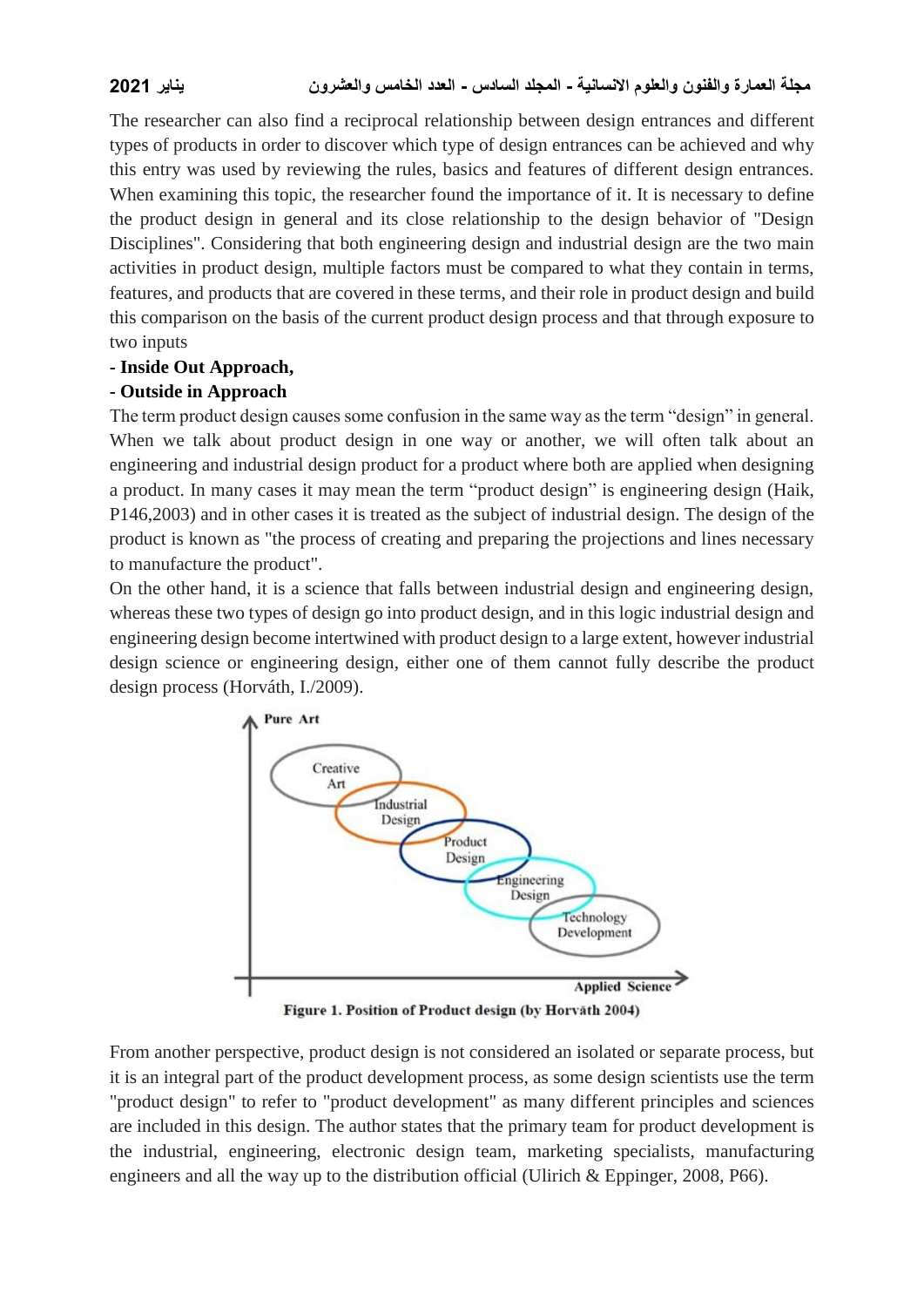The researcher can also find a reciprocal relationship between design entrances and different types of products in order to discover which type of design entrances can be achieved and why this entry was used by reviewing the rules, basics and features of different design entrances. When examining this topic, the researcher found the importance of it. It is necessary to define the product design in general and its close relationship to the design behavior of "Design Disciplines". Considering that both engineering design and industrial design are the two main activities in product design, multiple factors must be compared to what they contain in terms, features, and products that are covered in these terms, and their role in product design and build this comparison on the basis of the current product design process and that through exposure to two inputs

- **Inside Out Approach,**
- **Outside in Approach**

The term product design causes some confusion in the same way as the term "design" in general. When we talk about product design in one way or another, we will often talk about an engineering and industrial design product for a product where both are applied when designing a product. In many cases it may mean the term "product design" is engineering design (Haik, P146,2003) and in other cases it is treated as the subject of industrial design. The design of the product is known as "the process of creating and preparing the projections and lines necessary to manufacture the product".

On the other hand, it is a science that falls between industrial design and engineering design, whereas these two types of design go into product design, and in this logic industrial design and engineering design become intertwined with product design to a large extent, however industrial design science or engineering design, either one of them cannot fully describe the product design process (Horváth, I./2009).

**Figure 1. Position of Product design (by Horvàth 2004)**

From another perspective, product design is not considered an isolated or separate process, but it is an integral part of the product development process, as some design scientists use the term "product design" to refer to "product development" as many different principles and sciences are included in this design. The author states that the primary team for product development is the industrial, engineering, electronic design team, marketing specialists, manufacturing engineers and all the way up to the distribution official (Ulirich & Eppinger, 2008, P66).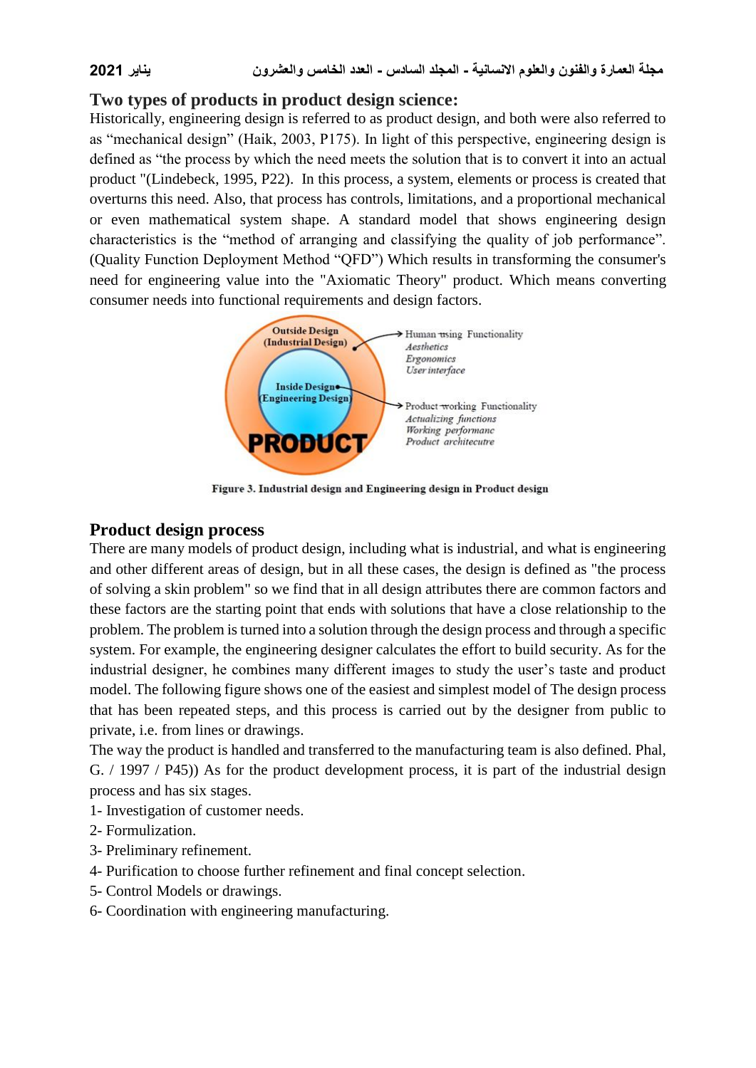## Two types of products in product design science:

Historically, engineering design is referred to as product design, and both were also referred to as "mechanical design" (Haik, 2003, P175). In light of this perspective, engineering design is defined as "the process by which the need meets the solution that is to convert it into an actual product "(Lindebeck, 1995, P22). In this process, a system, elements or process is created that overturns this need. Also, that process has controls, limitations, and a proportional mechanical or even mathematical system shape. A standard model that shows engineering design characteristics is the "method of arranging and classifying the quality of job performance". (Quality Function Deployment Method "QFD") Which results in transforming the consumer's need for engineering value into the "Axiomatic Theory" product. Which means converting consumer needs into functional requirements and design factors.

Figure 3. Industrial design and Engineering design in Product design

## Product design process

There are many models of product design, including what is industrial, and what is engineering and other different areas of design, but in all these cases, the design is defined as "the process of solving a skin problem" so we find that in all design attributes there are common factors and these factors are the starting point that ends with solutions that have a close relationship to the problem. The problem is turned into a solution through the design process and through a specific system. For example, the engineering designer calculates the effort to build security. As for the industrial designer, he combines many different images to study the user's taste and product model. The following figure shows one of the easiest and simplest model of The design process that has been repeated steps, and this process is carried out by the designer from public to private, i.e. from lines or drawings.

The way the product is handled and transferred to the manufacturing team is also defined. Phal, G. / 1997 / P45)) As for the product development process, it is part of the industrial design process and has six stages.

1- Investigation of customer needs.
2- Formulization.
3- Preliminary refinement.
4- Purification to choose further refinement and final concept selection.
5- Control Models or drawings.
6- Coordination with engineering manufacturing.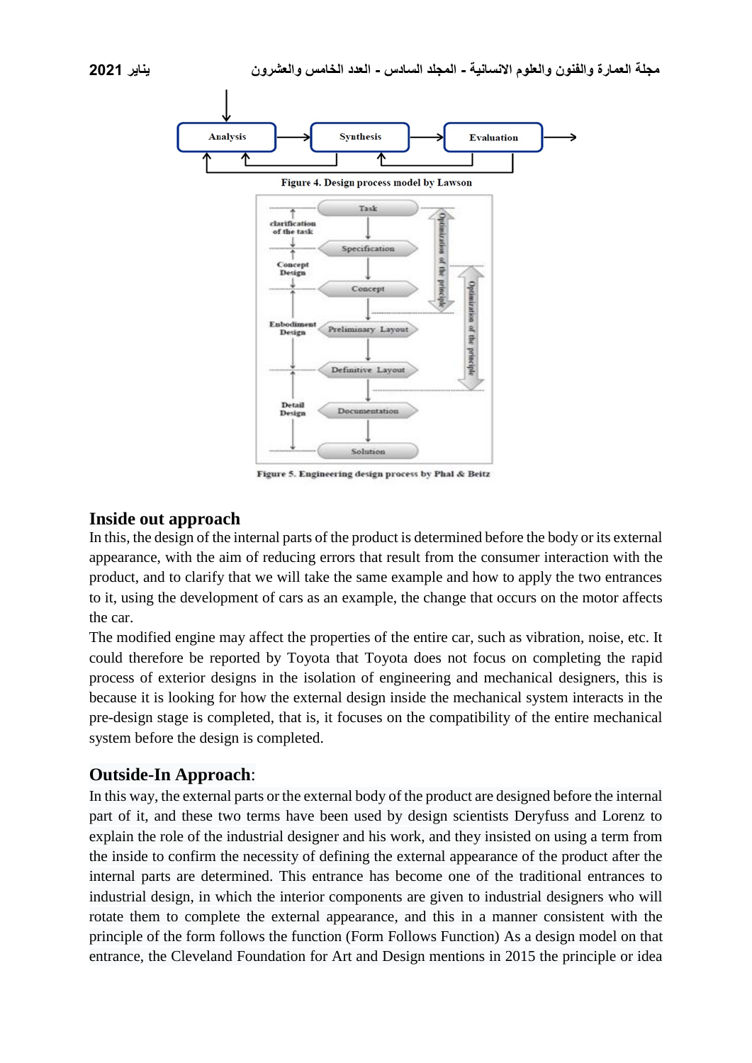Figure 4. Design process model by Lawson

Figure 5. Engineering design process by Phal & Beitz

## Inside out approach

In this, the design of the internal parts of the product is determined before the body or its external appearance, with the aim of reducing errors that result from the consumer interaction with the product, and to clarify that we will take the same example and how to apply the two entrances to it, using the development of cars as an example, the change that occurs on the motor affects the car.

The modified engine may affect the properties of the entire car, such as vibration, noise, etc. It could therefore be reported by Toyota that Toyota does not focus on completing the rapid process of exterior designs in the isolation of engineering and mechanical designers, this is because it is looking for how the external design inside the mechanical system interacts in the pre-design stage is completed, that is, it focuses on the compatibility of the entire mechanical system before the design is completed.

## Outside-In Approach:

In this way, the external parts or the external body of the product are designed before the internal part of it, and these two terms have been used by design scientists Deryfuss and Lorenz to explain the role of the industrial designer and his work, and they insisted on using a term from the inside to confirm the necessity of defining the external appearance of the product after the internal parts are determined. This entrance has become one of the traditional entrances to industrial design, in which the interior components are given to industrial designers who will rotate them to complete the external appearance, and this in a manner consistent with the principle of the form follows the function (Form Follows Function) As a design model on that entrance, the Cleveland Foundation for Art and Design mentions in 2015 the principle or idea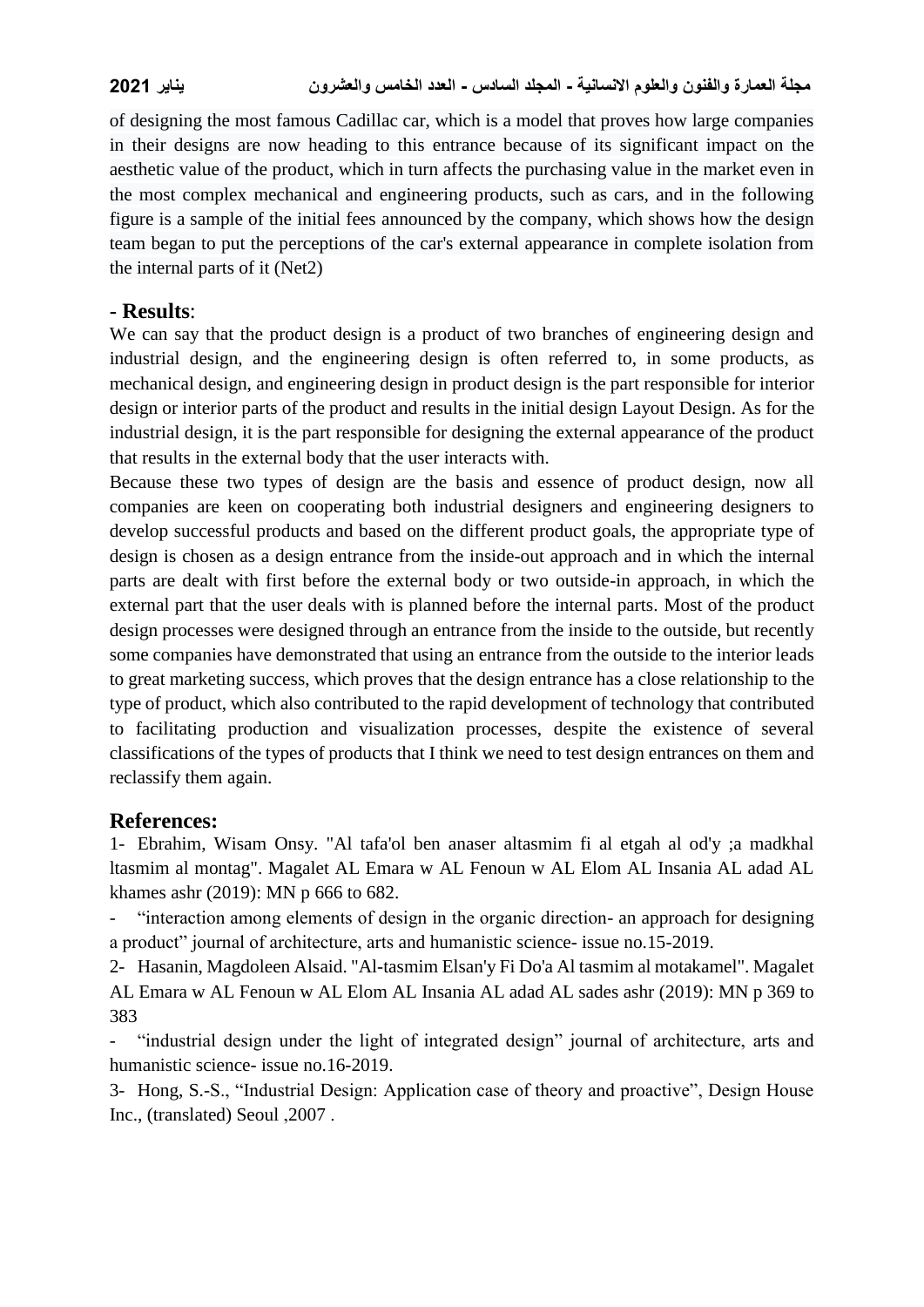of designing the most famous Cadillac car, which is a model that proves how large companies in their designs are now heading to this entrance because of its significant impact on the aesthetic value of the product, which in turn affects the purchasing value in the market even in the most complex mechanical and engineering products, such as cars, and in the following figure is a sample of the initial fees announced by the company, which shows how the design team began to put the perceptions of the car's external appearance in complete isolation from the internal parts of it (Net2)

## - **Results**:

We can say that the product design is a product of two branches of engineering design and industrial design, and the engineering design is often referred to, in some products, as mechanical design, and engineering design in product design is the part responsible for interior design or interior parts of the product and results in the initial design Layout Design. As for the industrial design, it is the part responsible for designing the external appearance of the product that results in the external body that the user interacts with.

Because these two types of design are the basis and essence of product design, now all companies are keen on cooperating both industrial designers and engineering designers to develop successful products and based on the different product goals, the appropriate type of design is chosen as a design entrance from the inside-out approach and in which the internal parts are dealt with first before the external body or two outside-in approach, in which the external part that the user deals with is planned before the internal parts. Most of the product design processes were designed through an entrance from the inside to the outside, but recently some companies have demonstrated that using an entrance from the outside to the interior leads to great marketing success, which proves that the design entrance has a close relationship to the type of product, which also contributed to the rapid development of technology that contributed to facilitating production and visualization processes, despite the existence of several classifications of the types of products that I think we need to test design entrances on them and reclassify them again.

## References:

1- Ebrahim, Wisam Onsy. "Al tafa'ol ben anaser altasmim fi al etgah al od'y ;a madkhal ltasmim al montag". Magalet AL Emara w AL Fenoun w AL Elom AL Insania AL adad AL khames ashr (2019): MN p 666 to 682.

- "interaction among elements of design in the organic direction- an approach for designing a product" journal of architecture, arts and humanistic science- issue no.15-2019.

2- Hasanin, Magdoleen Alsaid. "Al-tasmim Elsan'y Fi Do'a Al tasmim al motakamel". Magalet AL Emara w AL Fenoun w AL Elom AL Insania AL adad AL sades ashr (2019): MN p 369 to 383

- "industrial design under the light of integrated design" journal of architecture, arts and humanistic science- issue no.16-2019.

3- Hong, S.-S., "Industrial Design: Application case of theory and proactive", Design House Inc., (translated) Seoul ,2007 .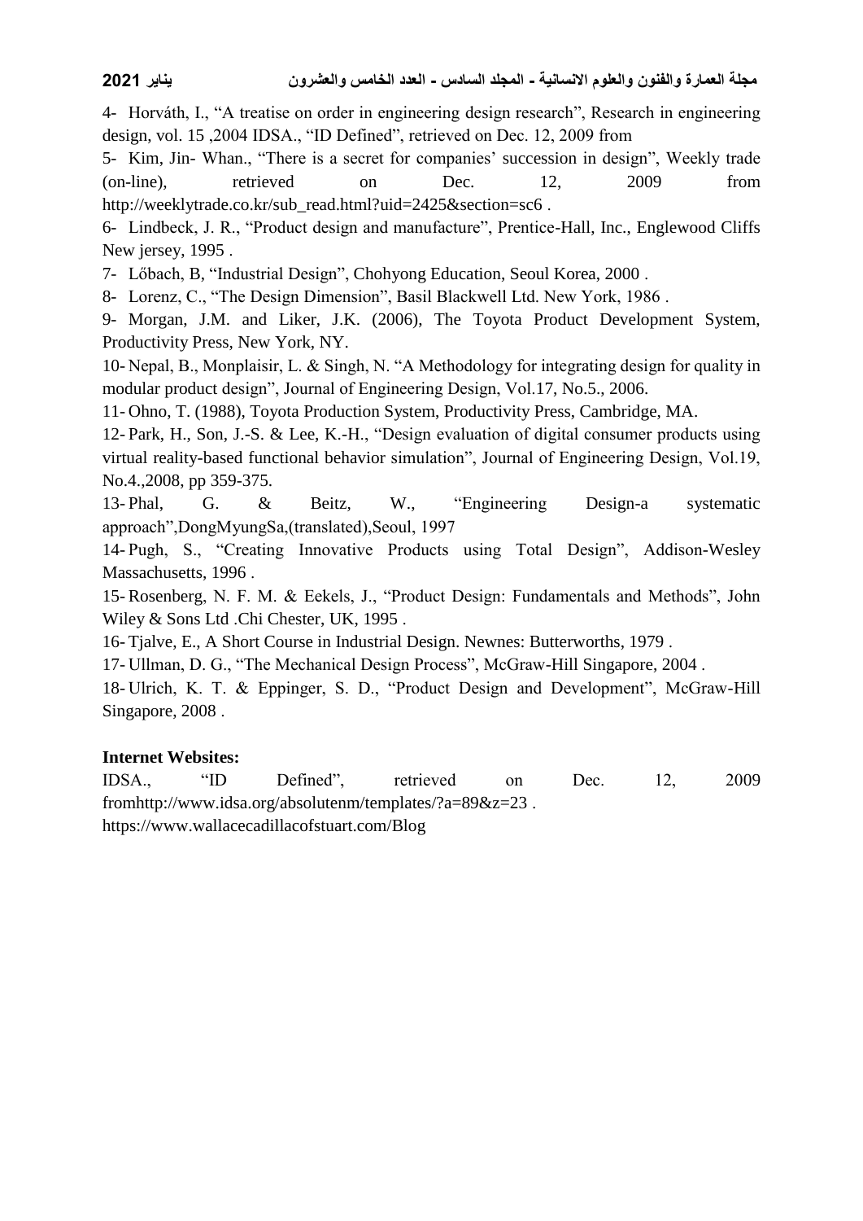4- Horváth, I., “A treatise on order in engineering design research”, Research in engineering design, vol. 15 ,2004 IDSA., “ID Defined”, retrieved on Dec. 12, 2009 from

5- Kim, Jin- Whan., “There is a secret for companies’ succession in design”, Weekly trade (on-line), retrieved on Dec. 12, 2009 from http://weeklytrade.co.kr/sub_read.html?uid=2425&section=sc6 .

6- Lindbeck, J. R., “Product design and manufacture”, Prentice-Hall, Inc., Englewood Cliffs New jersey, 1995 .

7- Lőbach, B, “Industrial Design”, Chohyong Education, Seoul Korea, 2000 .

8- Lorenz, C., “The Design Dimension”, Basil Blackwell Ltd. New York, 1986 .

9- Morgan, J.M. and Liker, J.K. (2006), The Toyota Product Development System, Productivity Press, New York, NY.

10- Nepal, B., Monplaisir, L. & Singh, N. “A Methodology for integrating design for quality in modular product design”, Journal of Engineering Design, Vol.17, No.5., 2006.

11- Ohno, T. (1988), Toyota Production System, Productivity Press, Cambridge, MA.

12- Park, H., Son, J.-S. & Lee, K.-H., “Design evaluation of digital consumer products using virtual reality-based functional behavior simulation”, Journal of Engineering Design, Vol.19, No.4.,2008, pp 359-375.

13- Phal, G. & Beitz, W., “Engineering Design-a systematic approach”,DongMyungSa,(translated),Seoul, 1997

14- Pugh, S., “Creating Innovative Products using Total Design”, Addison-Wesley Massachusetts, 1996 .

15- Rosenberg, N. F. M. & Eekels, J., “Product Design: Fundamentals and Methods”, John Wiley & Sons Ltd .Chi Chester, UK, 1995 .

16- Tjalve, E., A Short Course in Industrial Design. Newnes: Butterworths, 1979 .

17- Ullman, D. G., “The Mechanical Design Process”, McGraw-Hill Singapore, 2004 .

18- Ulrich, K. T. & Eppinger, S. D., “Product Design and Development”, McGraw-Hill Singapore, 2008 .

**Internet Websites:**

IDSA., “ID Defined”, retrieved on Dec. 12, 2009 fromhttp://www.idsa.org/absolutenm/templates/?a=89&z=23 .

https://www.wallacecadillacofstuart.com/Blog